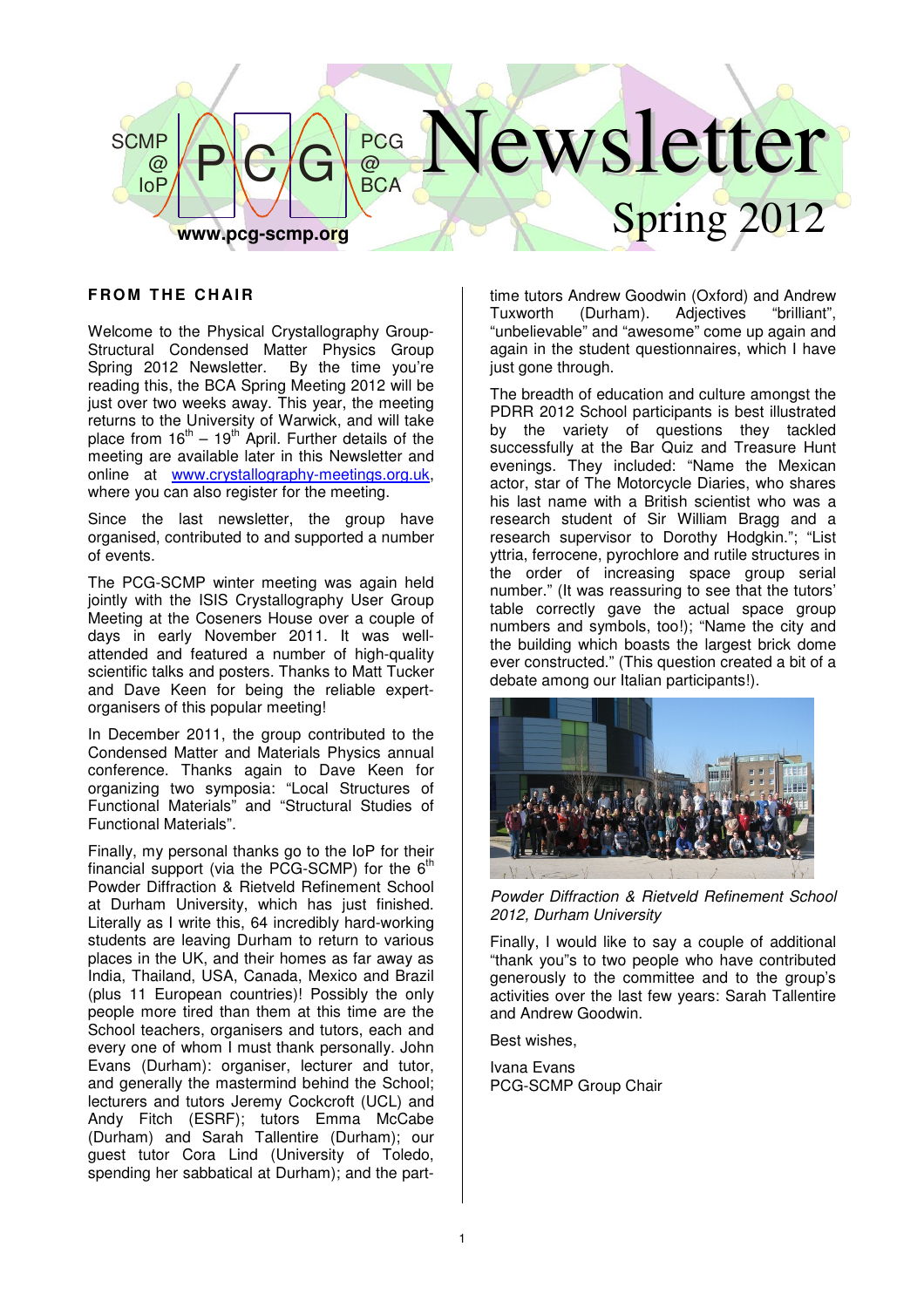# Newsletter

SCMP @ IoP — PCG — PCG @ BCA

**www.pcg-scmp.org**

Spring 2012

## FROM THE CHAIR

Welcome to the Physical Crystallography Group-Structural Condensed Matter Physics Group Spring 2012 Newsletter. By the time you're reading this, the BCA Spring Meeting 2012 will be just over two weeks away. This year, the meeting returns to the University of Warwick, and will take place from 16th – 19th April. Further details of the meeting are available later in this Newsletter and online at www.crystallography-meetings.org.uk, where you can also register for the meeting.

Since the last newsletter, the group have organised, contributed to and supported a number of events.

The PCG-SCMP winter meeting was again held jointly with the ISIS Crystallography User Group Meeting at the Coseners House over a couple of days in early November 2011. It was well-attended and featured a number of high-quality scientific talks and posters. Thanks to Matt Tucker and Dave Keen for being the reliable expert-organisers of this popular meeting!

In December 2011, the group contributed to the Condensed Matter and Materials Physics annual conference. Thanks again to Dave Keen for organizing two symposia: "Local Structures of Functional Materials" and "Structural Studies of Functional Materials".

Finally, my personal thanks go to the IoP for their financial support (via the PCG-SCMP) for the 6th Powder Diffraction & Rietveld Refinement School at Durham University, which has just finished. Literally as I write this, 64 incredibly hard-working students are leaving Durham to return to various places in the UK, and their homes as far away as India, Thailand, USA, Canada, Mexico and Brazil (plus 11 European countries)! Possibly the only people more tired than them at this time are the School teachers, organisers and tutors, each and every one of whom I must thank personally. John Evans (Durham): organiser, lecturer and tutor, and generally the mastermind behind the School; lecturers and tutors Jeremy Cockcroft (UCL) and Andy Fitch (ESRF); tutors Emma McCabe (Durham) and Sarah Tallentire (Durham); our guest tutor Cora Lind (University of Toledo, spending her sabbatical at Durham); and the part-time tutors Andrew Goodwin (Oxford) and Andrew Tuxworth (Durham). Adjectives "brilliant", "unbelievable" and "awesome" come up again and again in the student questionnaires, which I have just gone through.

The breadth of education and culture amongst the PDRR 2012 School participants is best illustrated by the variety of questions they tackled successfully at the Bar Quiz and Treasure Hunt evenings. They included: "Name the Mexican actor, star of The Motorcycle Diaries, who shares his last name with a British scientist who was a research student of Sir William Bragg and a research supervisor to Dorothy Hodgkin."; "List yttria, ferrocene, pyrochlore and rutile structures in the order of increasing space group serial number." (It was reassuring to see that the tutors' table correctly gave the actual space group numbers and symbols, too!); "Name the city and the building which boasts the largest brick dome ever constructed." (This question created a bit of a debate among our Italian participants!).

*Powder Diffraction & Rietveld Refinement School 2012, Durham University*

Finally, I would like to say a couple of additional "thank you"s to two people who have contributed generously to the committee and to the group's activities over the last few years: Sarah Tallentire and Andrew Goodwin.

Best wishes,

Ivana Evans
PCG-SCMP Group Chair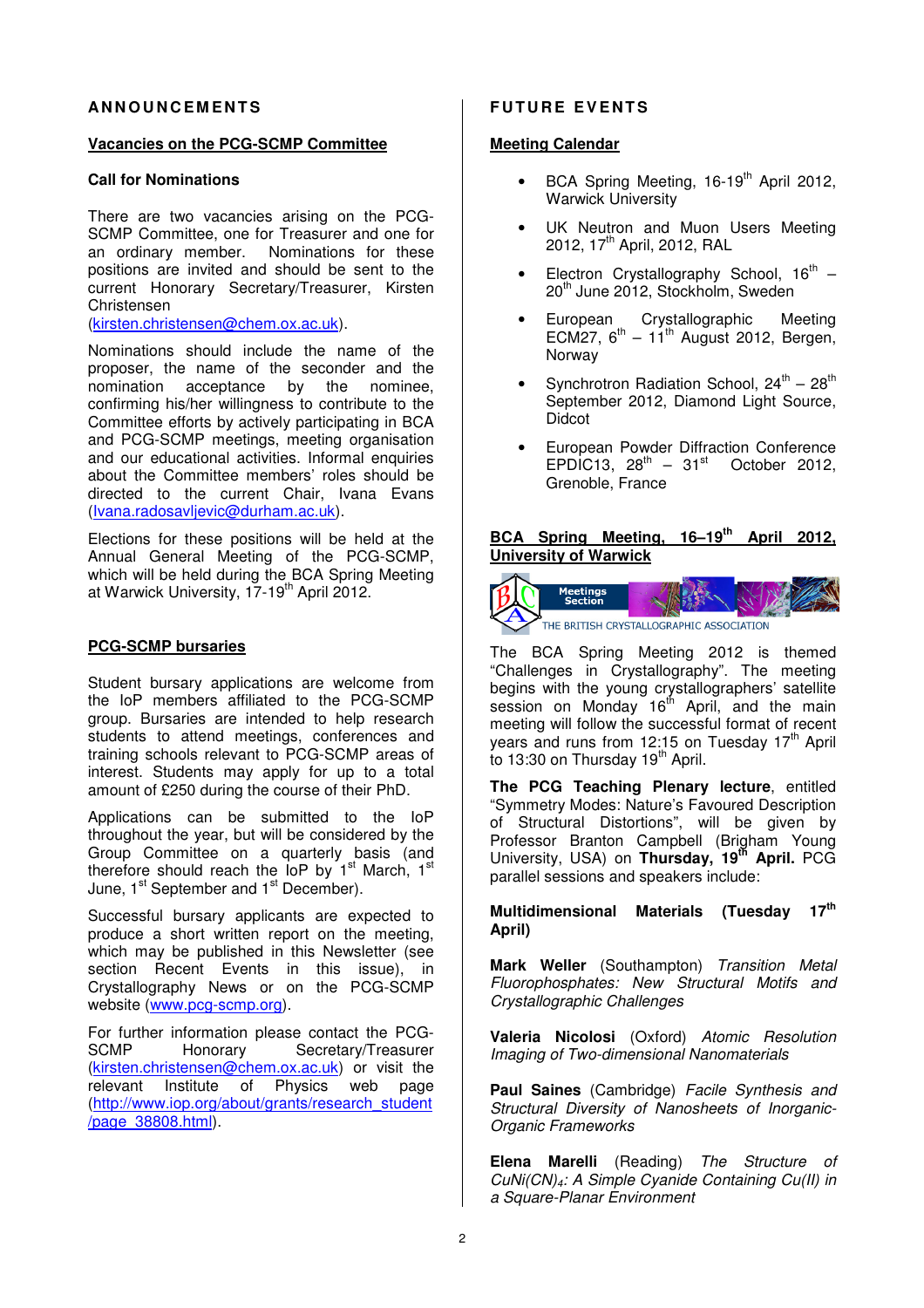## ANNOUNCEMENTS

### Vacancies on the PCG-SCMP Committee

**Call for Nominations**

There are two vacancies arising on the PCG-SCMP Committee, one for Treasurer and one for an ordinary member. Nominations for these positions are invited and should be sent to the current Honorary Secretary/Treasurer, Kirsten Christensen (kirsten.christensen@chem.ox.ac.uk).

Nominations should include the name of the proposer, the name of the seconder and the nomination acceptance by the nominee, confirming his/her willingness to contribute to the Committee efforts by actively participating in BCA and PCG-SCMP meetings, meeting organisation and our educational activities. Informal enquiries about the Committee members' roles should be directed to the current Chair, Ivana Evans (Ivana.radosavljevic@durham.ac.uk).

Elections for these positions will be held at the Annual General Meeting of the PCG-SCMP, which will be held during the BCA Spring Meeting at Warwick University, 17-19th April 2012.

### PCG-SCMP bursaries

Student bursary applications are welcome from the IoP members affiliated to the PCG-SCMP group. Bursaries are intended to help research students to attend meetings, conferences and training schools relevant to PCG-SCMP areas of interest. Students may apply for up to a total amount of £250 during the course of their PhD.

Applications can be submitted to the IoP throughout the year, but will be considered by the Group Committee on a quarterly basis (and therefore should reach the IoP by 1st March, 1st June, 1st September and 1st December).

Successful bursary applicants are expected to produce a short written report on the meeting, which may be published in this Newsletter (see section Recent Events in this issue), in Crystallography News or on the PCG-SCMP website (www.pcg-scmp.org).

For further information please contact the PCG-SCMP Honorary Secretary/Treasurer (kirsten.christensen@chem.ox.ac.uk) or visit the relevant Institute of Physics web page (http://www.iop.org/about/grants/research_student/page_38808.html).

## FUTURE EVENTS

### Meeting Calendar

- BCA Spring Meeting, 16-19th April 2012, Warwick University
- UK Neutron and Muon Users Meeting 2012, 17th April, 2012, RAL
- Electron Crystallography School, 16th – 20th June 2012, Stockholm, Sweden
- European Crystallographic Meeting ECM27, 6th – 11th August 2012, Bergen, Norway
- Synchrotron Radiation School, 24th – 28th September 2012, Diamond Light Source, Didcot
- European Powder Diffraction Conference EPDIC13, 28th – 31st October 2012, Grenoble, France

### BCA Spring Meeting, 16–19th April 2012, University of Warwick

The BCA Spring Meeting 2012 is themed "Challenges in Crystallography". The meeting begins with the young crystallographers' satellite session on Monday 16th April, and the main meeting will follow the successful format of recent years and runs from 12:15 on Tuesday 17th April to 13:30 on Thursday 19th April.

**The PCG Teaching Plenary lecture**, entitled "Symmetry Modes: Nature's Favoured Description of Structural Distortions", will be given by Professor Branton Campbell (Brigham Young University, USA) on **Thursday, 19th April.** PCG parallel sessions and speakers include:

**Multidimensional Materials (Tuesday 17th April)**

**Mark Weller** (Southampton) *Transition Metal Fluorophosphates: New Structural Motifs and Crystallographic Challenges*

**Valeria Nicolosi** (Oxford) *Atomic Resolution Imaging of Two-dimensional Nanomaterials*

**Paul Saines** (Cambridge) *Facile Synthesis and Structural Diversity of Nanosheets of Inorganic-Organic Frameworks*

**Elena Marelli** (Reading) *The Structure of $CuNi(CN)_4$: A Simple Cyanide Containing Cu(II) in a Square-Planar Environment*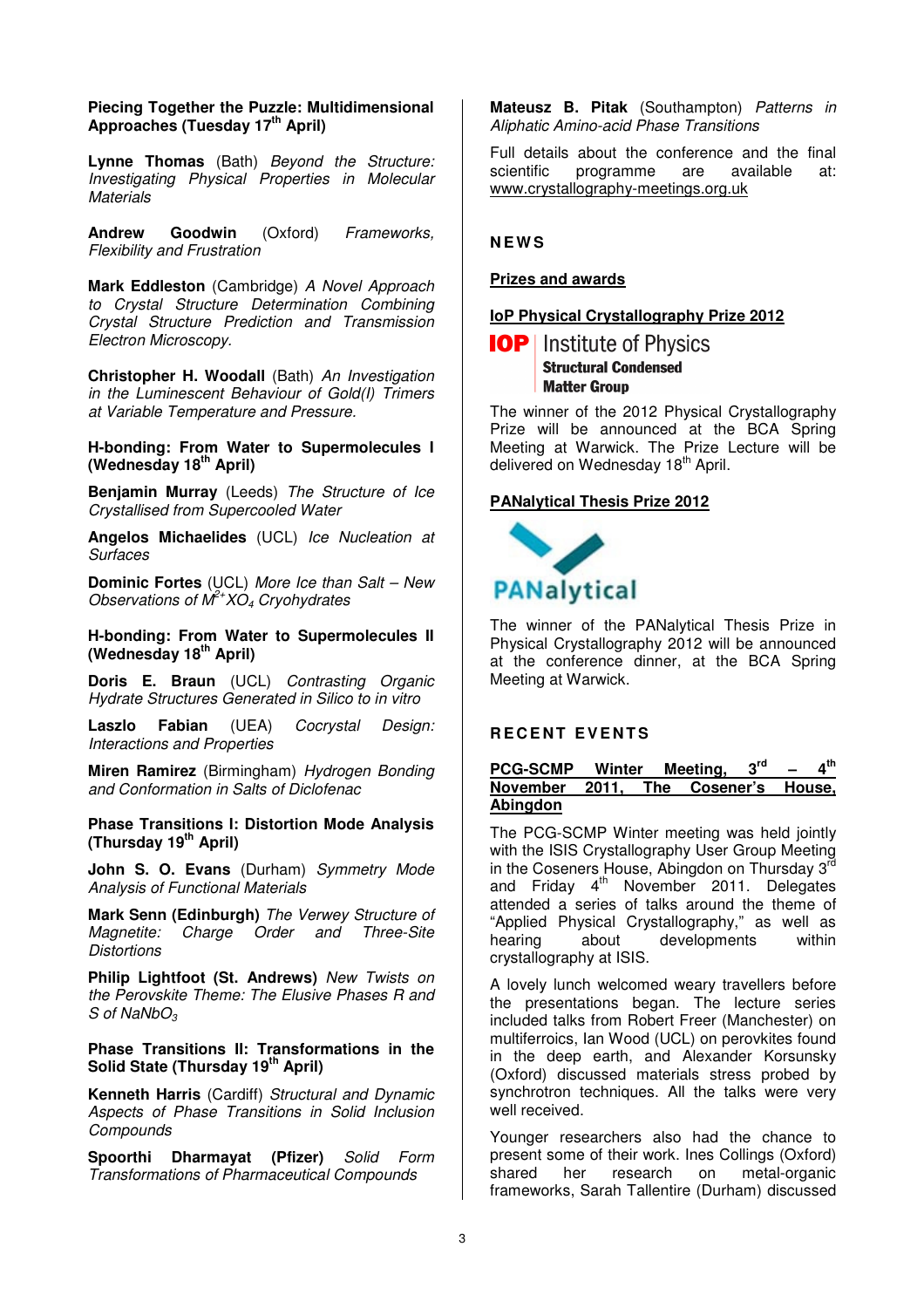**Piecing Together the Puzzle: Multidimensional Approaches (Tuesday 17th April)**

**Lynne Thomas** (Bath) *Beyond the Structure: Investigating Physical Properties in Molecular Materials*

**Andrew Goodwin** (Oxford) *Frameworks, Flexibility and Frustration*

**Mark Eddleston** (Cambridge) *A Novel Approach to Crystal Structure Determination Combining Crystal Structure Prediction and Transmission Electron Microscopy.*

**Christopher H. Woodall** (Bath) *An Investigation in the Luminescent Behaviour of Gold(I) Trimers at Variable Temperature and Pressure.*

**H-bonding: From Water to Supermolecules I (Wednesday 18th April)**

**Benjamin Murray** (Leeds) *The Structure of Ice Crystallised from Supercooled Water*

**Angelos Michaelides** (UCL) *Ice Nucleation at Surfaces*

**Dominic Fortes** (UCL) *More Ice than Salt – New Observations of $M^{2+}XO_4$ Cryohydrates*

**H-bonding: From Water to Supermolecules II (Wednesday 18th April)**

**Doris E. Braun** (UCL) *Contrasting Organic Hydrate Structures Generated in Silico to in vitro*

**Laszlo Fabian** (UEA) *Cocrystal Design: Interactions and Properties*

**Miren Ramirez** (Birmingham) *Hydrogen Bonding and Conformation in Salts of Diclofenac*

**Phase Transitions I: Distortion Mode Analysis (Thursday 19th April)**

**John S. O. Evans** (Durham) *Symmetry Mode Analysis of Functional Materials*

**Mark Senn (Edinburgh)** *The Verwey Structure of Magnetite: Charge Order and Three-Site Distortions*

**Philip Lightfoot (St. Andrews)** *New Twists on the Perovskite Theme: The Elusive Phases R and S of $NaNbO_3$*

**Phase Transitions II: Transformations in the Solid State (Thursday 19th April)**

**Kenneth Harris** (Cardiff) *Structural and Dynamic Aspects of Phase Transitions in Solid Inclusion Compounds*

**Spoorthi Dharmayat (Pfizer)** *Solid Form Transformations of Pharmaceutical Compounds*

**Mateusz B. Pitak** (Southampton) *Patterns in Aliphatic Amino-acid Phase Transitions*

Full details about the conference and the final scientific programme are available at: www.crystallography-meetings.org.uk

## NEWS

### Prizes and awards

#### IoP Physical Crystallography Prize 2012

IOP | Institute of Physics
**Structural Condensed Matter Group**

The winner of the 2012 Physical Crystallography Prize will be announced at the BCA Spring Meeting at Warwick. The Prize Lecture will be delivered on Wednesday 18th April.

#### PANalytical Thesis Prize 2012

PANalytical

The winner of the PANalytical Thesis Prize in Physical Crystallography 2012 will be announced at the conference dinner, at the BCA Spring Meeting at Warwick.

## RECENT EVENTS

### PCG-SCMP Winter Meeting, 3rd – 4th November 2011, The Cosener's House, Abingdon

The PCG-SCMP Winter meeting was held jointly with the ISIS Crystallography User Group Meeting in the Coseners House, Abingdon on Thursday 3rd and Friday 4th November 2011. Delegates attended a series of talks around the theme of "Applied Physical Crystallography," as well as hearing about developments within crystallography at ISIS.

A lovely lunch welcomed weary travellers before the presentations began. The lecture series included talks from Robert Freer (Manchester) on multiferroics, Ian Wood (UCL) on perovkites found in the deep earth, and Alexander Korsunsky (Oxford) discussed materials stress probed by synchrotron techniques. All the talks were very well received.

Younger researchers also had the chance to present some of their work. Ines Collings (Oxford) shared her research on metal-organic frameworks, Sarah Tallentire (Durham) discussed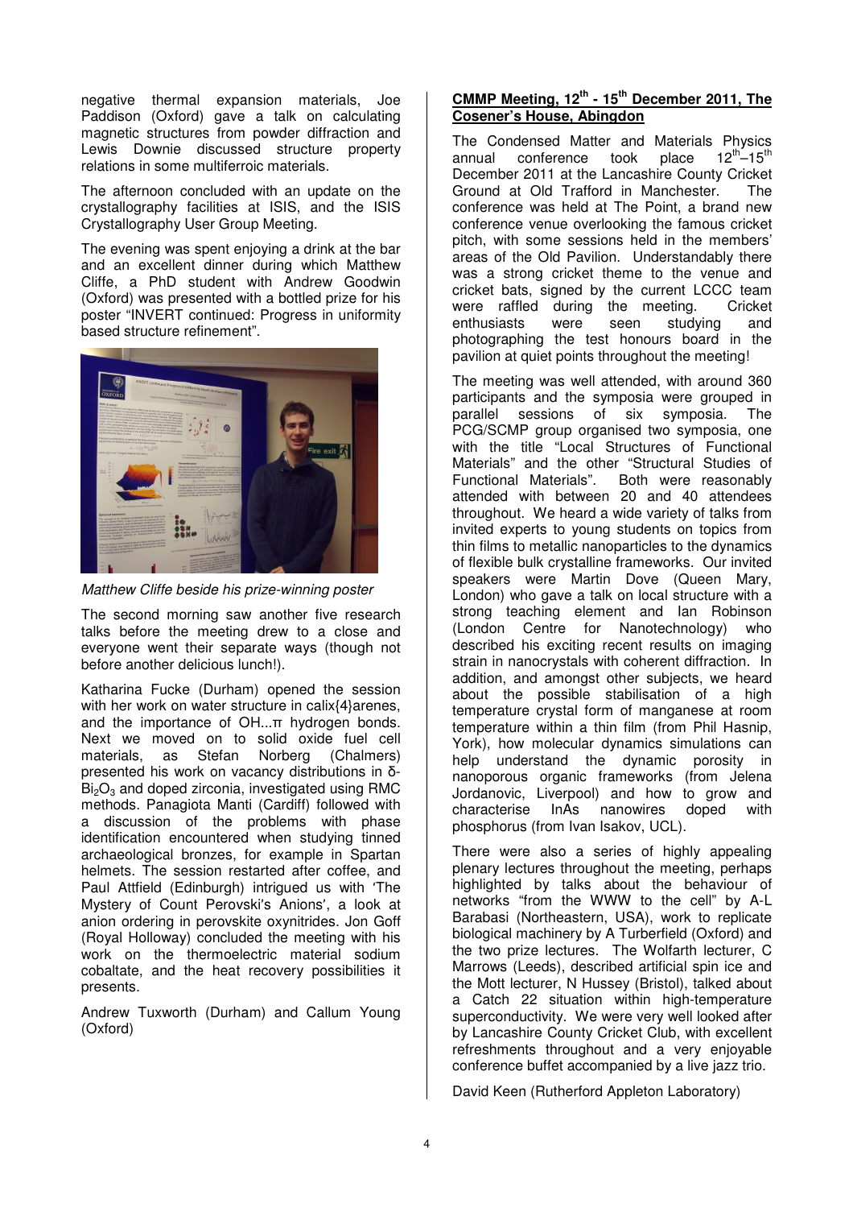negative thermal expansion materials, Joe Paddison (Oxford) gave a talk on calculating magnetic structures from powder diffraction and Lewis Downie discussed structure property relations in some multiferroic materials.

The afternoon concluded with an update on the crystallography facilities at ISIS, and the ISIS Crystallography User Group Meeting.

The evening was spent enjoying a drink at the bar and an excellent dinner during which Matthew Cliffe, a PhD student with Andrew Goodwin (Oxford) was presented with a bottled prize for his poster "INVERT continued: Progress in uniformity based structure refinement".

*Matthew Cliffe beside his prize-winning poster*

The second morning saw another five research talks before the meeting drew to a close and everyone went their separate ways (though not before another delicious lunch!).

Katharina Fucke (Durham) opened the session with her work on water structure in calix{4}arenes, and the importance of OH...π hydrogen bonds. Next we moved on to solid oxide fuel cell materials, as Stefan Norberg (Chalmers) presented his work on vacancy distributions in δ-$Bi_2O_3$ and doped zirconia, investigated using RMC methods. Panagiota Manti (Cardiff) followed with a discussion of the problems with phase identification encountered when studying tinned archaeological bronzes, for example in Spartan helmets. The session restarted after coffee, and Paul Attfield (Edinburgh) intrigued us with 'The Mystery of Count Perovski's Anions', a look at anion ordering in perovskite oxynitrides. Jon Goff (Royal Holloway) concluded the meeting with his work on the thermoelectric material sodium cobaltate, and the heat recovery possibilities it presents.

Andrew Tuxworth (Durham) and Callum Young (Oxford)

## CMMP Meeting, 12th - 15th December 2011, The Cosener's House, Abingdon

The Condensed Matter and Materials Physics annual conference took place 12th–15th December 2011 at the Lancashire County Cricket Ground at Old Trafford in Manchester. The conference was held at The Point, a brand new conference venue overlooking the famous cricket pitch, with some sessions held in the members' areas of the Old Pavilion. Understandably there was a strong cricket theme to the venue and cricket bats, signed by the current LCCC team were raffled during the meeting. Cricket enthusiasts were seen studying and photographing the test honours board in the pavilion at quiet points throughout the meeting!

The meeting was well attended, with around 360 participants and the symposia were grouped in parallel sessions of six symposia. The PCG/SCMP group organised two symposia, one with the title "Local Structures of Functional Materials" and the other "Structural Studies of Functional Materials". Both were reasonably attended with between 20 and 40 attendees throughout. We heard a wide variety of talks from invited experts to young students on topics from thin films to metallic nanoparticles to the dynamics of flexible bulk crystalline frameworks. Our invited speakers were Martin Dove (Queen Mary, London) who gave a talk on local structure with a strong teaching element and Ian Robinson (London Centre for Nanotechnology) who described his exciting recent results on imaging strain in nanocrystals with coherent diffraction. In addition, and amongst other subjects, we heard about the possible stabilisation of a high temperature crystal form of manganese at room temperature within a thin film (from Phil Hasnip, York), how molecular dynamics simulations can help understand the dynamic porosity in nanoporous organic frameworks (from Jelena Jordanovic, Liverpool) and how to grow and characterise InAs nanowires doped with phosphorus (from Ivan Isakov, UCL).

There were also a series of highly appealing plenary lectures throughout the meeting, perhaps highlighted by talks about the behaviour of networks "from the WWW to the cell" by A-L Barabasi (Northeastern, USA), work to replicate biological machinery by A Turberfield (Oxford) and the two prize lectures. The Wolfarth lecturer, C Marrows (Leeds), described artificial spin ice and the Mott lecturer, N Hussey (Bristol), talked about a Catch 22 situation within high-temperature superconductivity. We were very well looked after by Lancashire County Cricket Club, with excellent refreshments throughout and a very enjoyable conference buffet accompanied by a live jazz trio.

David Keen (Rutherford Appleton Laboratory)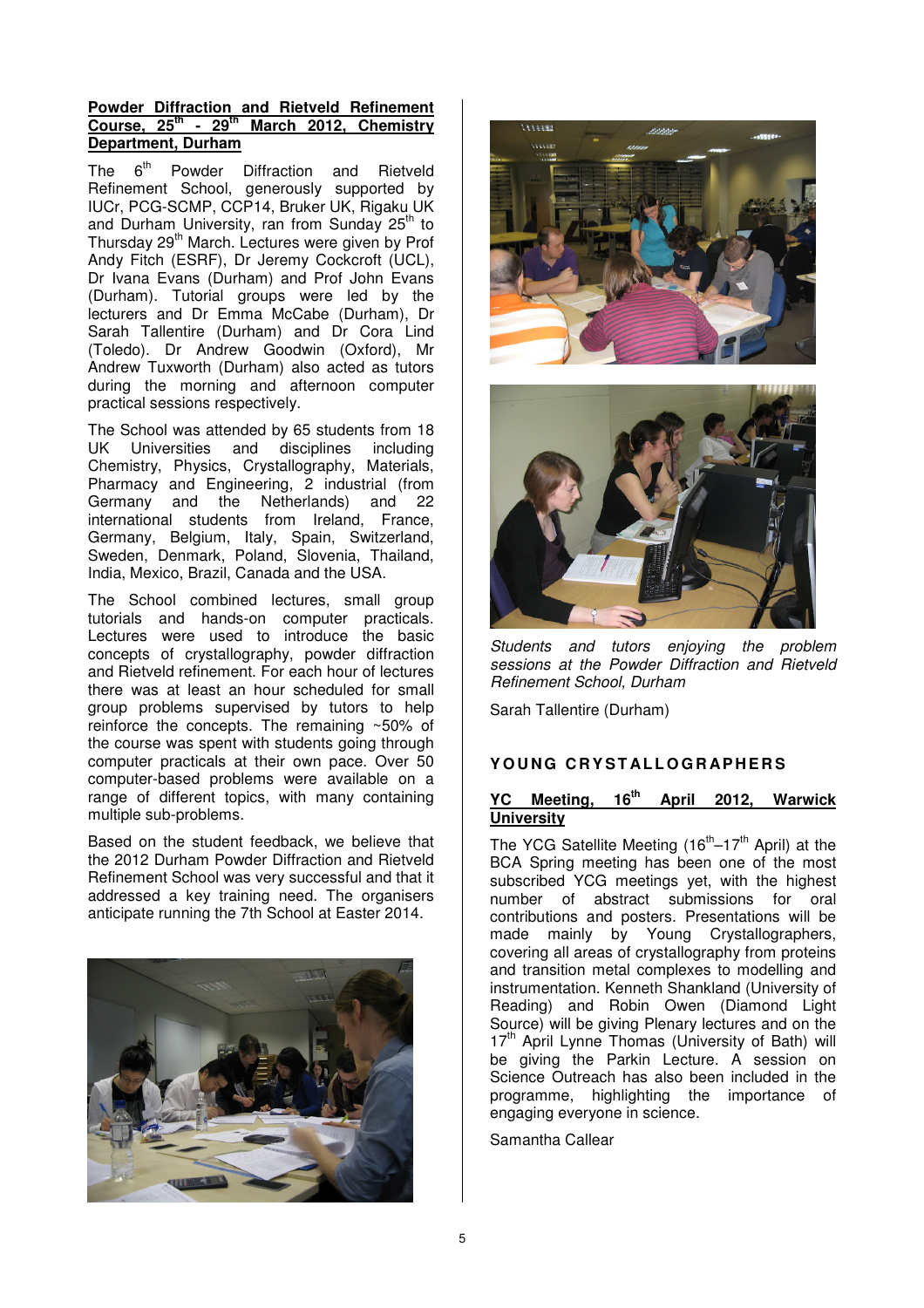## Powder Diffraction and Rietveld Refinement Course, 25th - 29th March 2012, Chemistry Department, Durham

The 6th Powder Diffraction and Rietveld Refinement School, generously supported by IUCr, PCG-SCMP, CCP14, Bruker UK, Rigaku UK and Durham University, ran from Sunday 25th to Thursday 29th March. Lectures were given by Prof Andy Fitch (ESRF), Dr Jeremy Cockcroft (UCL), Dr Ivana Evans (Durham) and Prof John Evans (Durham). Tutorial groups were led by the lecturers and Dr Emma McCabe (Durham), Dr Sarah Tallentire (Durham) and Dr Cora Lind (Toledo). Dr Andrew Goodwin (Oxford), Mr Andrew Tuxworth (Durham) also acted as tutors during the morning and afternoon computer practical sessions respectively.

The School was attended by 65 students from 18 UK Universities and disciplines including Chemistry, Physics, Crystallography, Materials, Pharmacy and Engineering, 2 industrial (from Germany and the Netherlands) and 22 international students from Ireland, France, Germany, Belgium, Italy, Spain, Switzerland, Sweden, Denmark, Poland, Slovenia, Thailand, India, Mexico, Brazil, Canada and the USA.

The School combined lectures, small group tutorials and hands-on computer practicals. Lectures were used to introduce the basic concepts of crystallography, powder diffraction and Rietveld refinement. For each hour of lectures there was at least an hour scheduled for small group problems supervised by tutors to help reinforce the concepts. The remaining ~50% of the course was spent with students going through computer practicals at their own pace. Over 50 computer-based problems were available on a range of different topics, with many containing multiple sub-problems.

Based on the student feedback, we believe that the 2012 Durham Powder Diffraction and Rietveld Refinement School was very successful and that it addressed a key training need. The organisers anticipate running the 7th School at Easter 2014.

*Students and tutors enjoying the problem sessions at the Powder Diffraction and Rietveld Refinement School, Durham*

Sarah Tallentire (Durham)

# YOUNG CRYSTALLOGRAPHERS

## YC Meeting, 16th April 2012, Warwick University

The YCG Satellite Meeting (16th–17th April) at the BCA Spring meeting has been one of the most subscribed YCG meetings yet, with the highest number of abstract submissions for oral contributions and posters. Presentations will be made mainly by Young Crystallographers, covering all areas of crystallography from proteins and transition metal complexes to modelling and instrumentation. Kenneth Shankland (University of Reading) and Robin Owen (Diamond Light Source) will be giving Plenary lectures and on the 17th April Lynne Thomas (University of Bath) will be giving the Parkin Lecture. A session on Science Outreach has also been included in the programme, highlighting the importance of engaging everyone in science.

Samantha Callear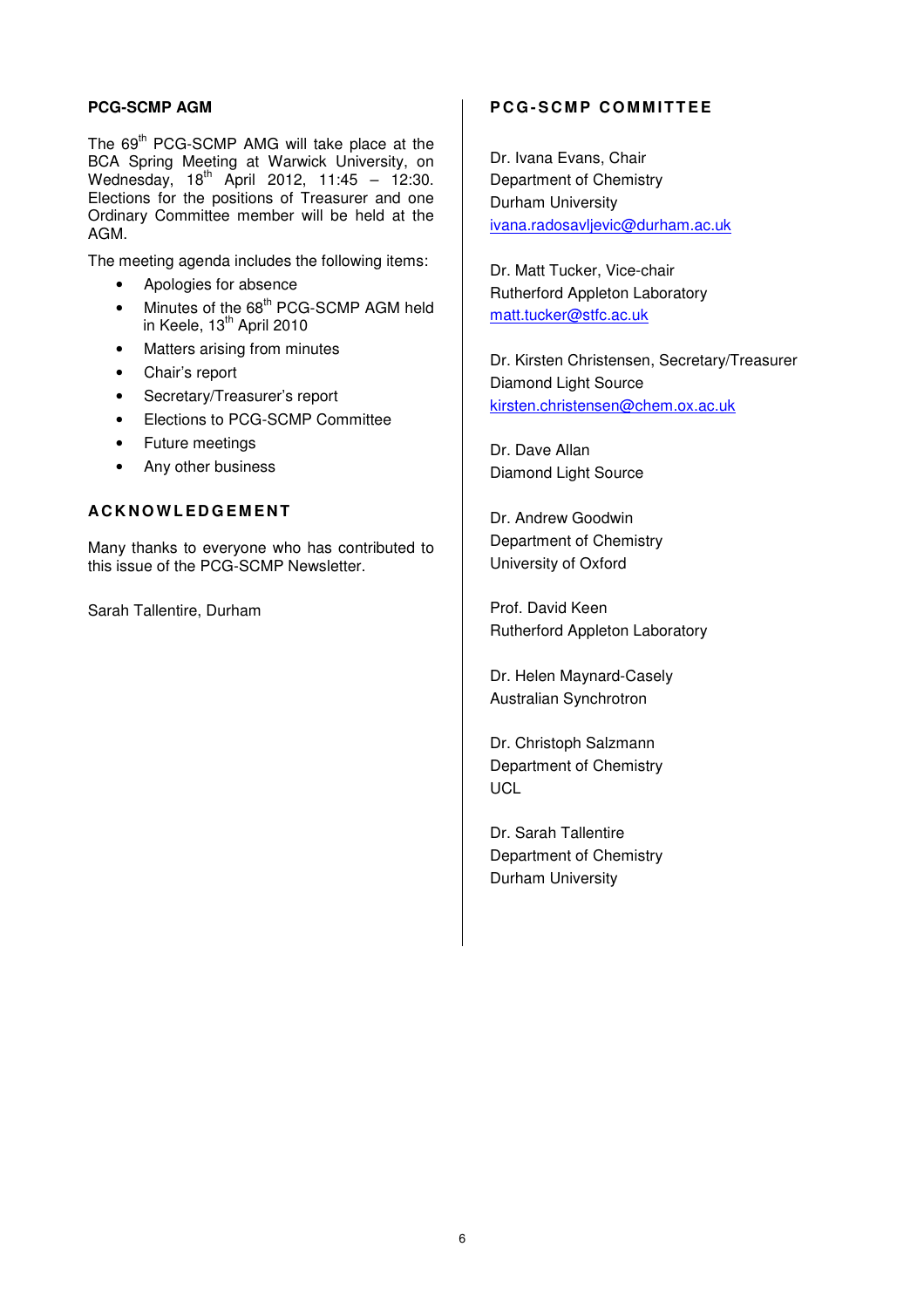## PCG-SCMP AGM

The 69th PCG-SCMP AMG will take place at the BCA Spring Meeting at Warwick University, on Wednesday, 18th April 2012, 11:45 – 12:30. Elections for the positions of Treasurer and one Ordinary Committee member will be held at the AGM.

The meeting agenda includes the following items:

- Apologies for absence
- Minutes of the 68th PCG-SCMP AGM held in Keele, 13th April 2010
- Matters arising from minutes
- Chair's report
- Secretary/Treasurer's report
- Elections to PCG-SCMP Committee
- Future meetings
- Any other business

## ACKNOWLEDGEMENT

Many thanks to everyone who has contributed to this issue of the PCG-SCMP Newsletter.

Sarah Tallentire, Durham

## PCG-SCMP COMMITTEE

Dr. Ivana Evans, Chair
Department of Chemistry
Durham University
ivana.radosavljevic@durham.ac.uk

Dr. Matt Tucker, Vice-chair
Rutherford Appleton Laboratory
matt.tucker@stfc.ac.uk

Dr. Kirsten Christensen, Secretary/Treasurer
Diamond Light Source
kirsten.christensen@chem.ox.ac.uk

Dr. Dave Allan
Diamond Light Source

Dr. Andrew Goodwin
Department of Chemistry
University of Oxford

Prof. David Keen
Rutherford Appleton Laboratory

Dr. Helen Maynard-Casely
Australian Synchrotron

Dr. Christoph Salzmann
Department of Chemistry
UCL

Dr. Sarah Tallentire
Department of Chemistry
Durham University